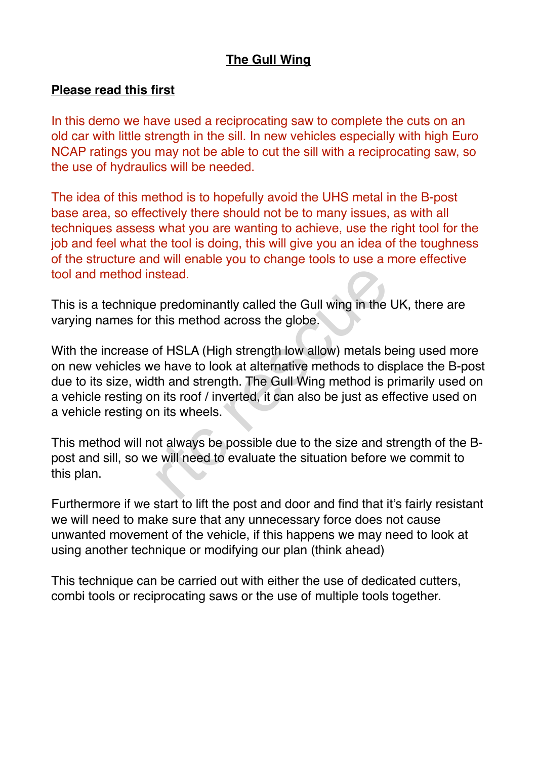# The Gull Wing

## Please read this first

In this demo we have used a reciprocating saw to complete the cuts on an old car with little strength in the sill. In new vehicles especially with high Euro NCAP ratings you may not be able to cut the sill with a reciprocating saw, so the use of hydraulics will be needed.

The idea of this method is to hopefully avoid the UHS metal in the B-post base area, so effectively there should not be to many issues, as with all techniques assess what you are wanting to achieve, use the right tool for the job and feel what the tool is doing, this will give you an idea of the toughness of the structure and will enable you to change tools to use a more effective tool and method instead.

This is a technique predominantly called the Gull wing in the UK, there are varying names for this method across the globe.

With the increase of HSLA (High strength low allow) metals being used more on new vehicles we have to look at alternative methods to displace the B-post due to its size, width and strength. The Gull Wing method is primarily used on a vehicle resting on its roof / inverted, it can also be just as effective used on a vehicle resting on its wheels.

This method will not always be possible due to the size and strength of the B-post and sill, so we will need to evaluate the situation before we commit to this plan.

Furthermore if we start to lift the post and door and find that it's fairly resistant we will need to make sure that any unnecessary force does not cause unwanted movement of the vehicle, if this happens we may need to look at using another technique or modifying our plan (think ahead)

This technique can be carried out with either the use of dedicated cutters, combi tools or reciprocating saws or the use of multiple tools together.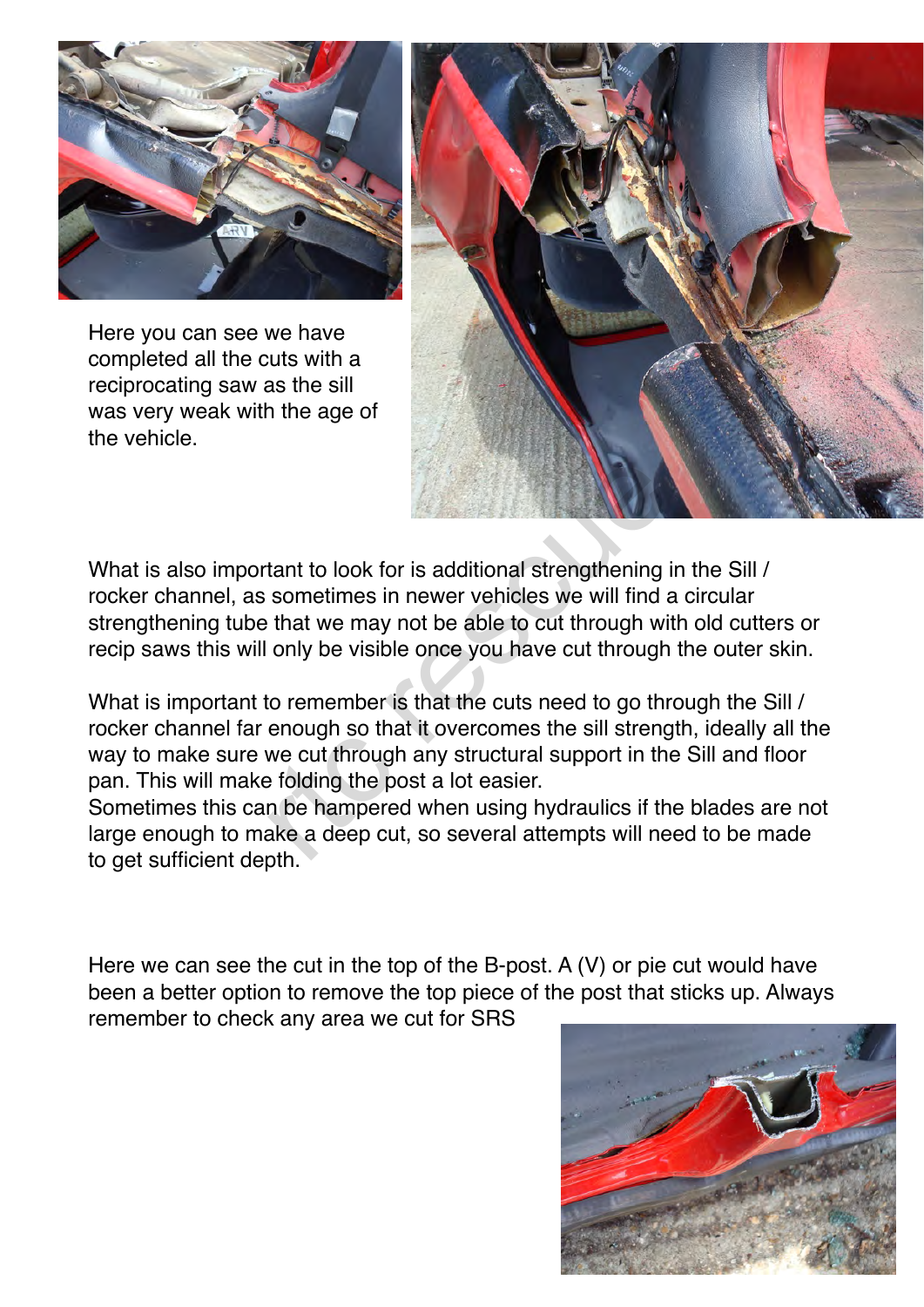Here you can see we have completed all the cuts with a reciprocating saw as the sill was very weak with the age of the vehicle.

What is also important to look for is additional strengthening in the Sill / rocker channel, as sometimes in newer vehicles we will find a circular strengthening tube that we may not be able to cut through with old cutters or recip saws this will only be visible once you have cut through the outer skin.

What is important to remember is that the cuts need to go through the Sill / rocker channel far enough so that it overcomes the sill strength, ideally all the way to make sure we cut through any structural support in the Sill and floor pan. This will make folding the post a lot easier.
Sometimes this can be hampered when using hydraulics if the blades are not large enough to make a deep cut, so several attempts will need to be made to get sufficient depth.

Here we can see the cut in the top of the B-post. A (V) or pie cut would have been a better option to remove the top piece of the post that sticks up. Always remember to check any area we cut for SRS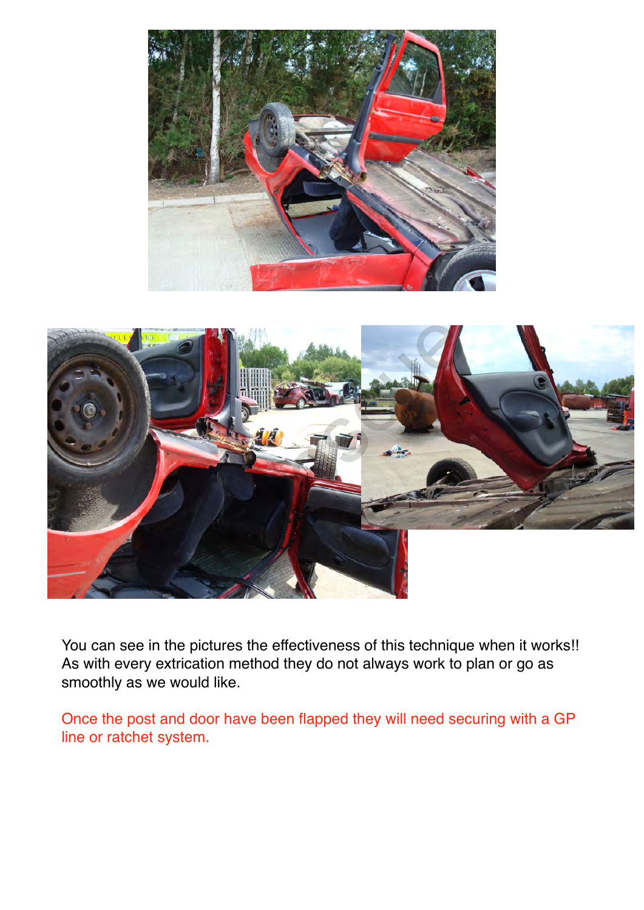You can see in the pictures the effectiveness of this technique when it works!! As with every extrication method they do not always work to plan or go as smoothly as we would like.

Once the post and door have been flapped they will need securing with a GP line or ratchet system.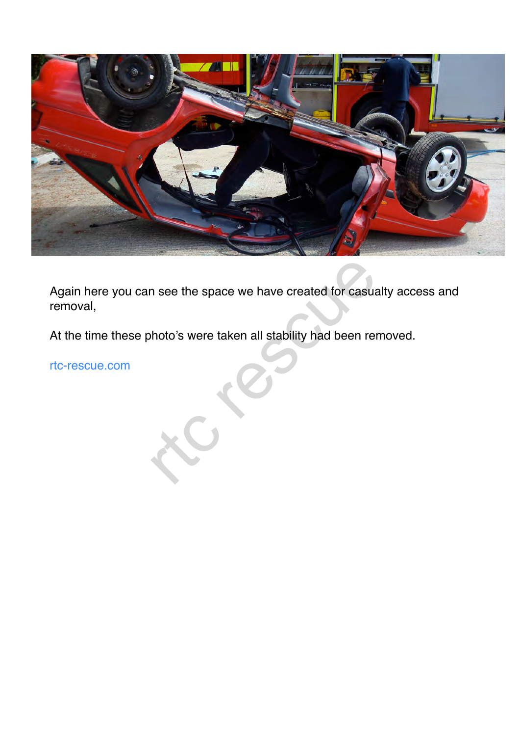Again here you can see the space we have created for casualty access and removal,

At the time these photo's were taken all stability had been removed.

rtc-rescue.com